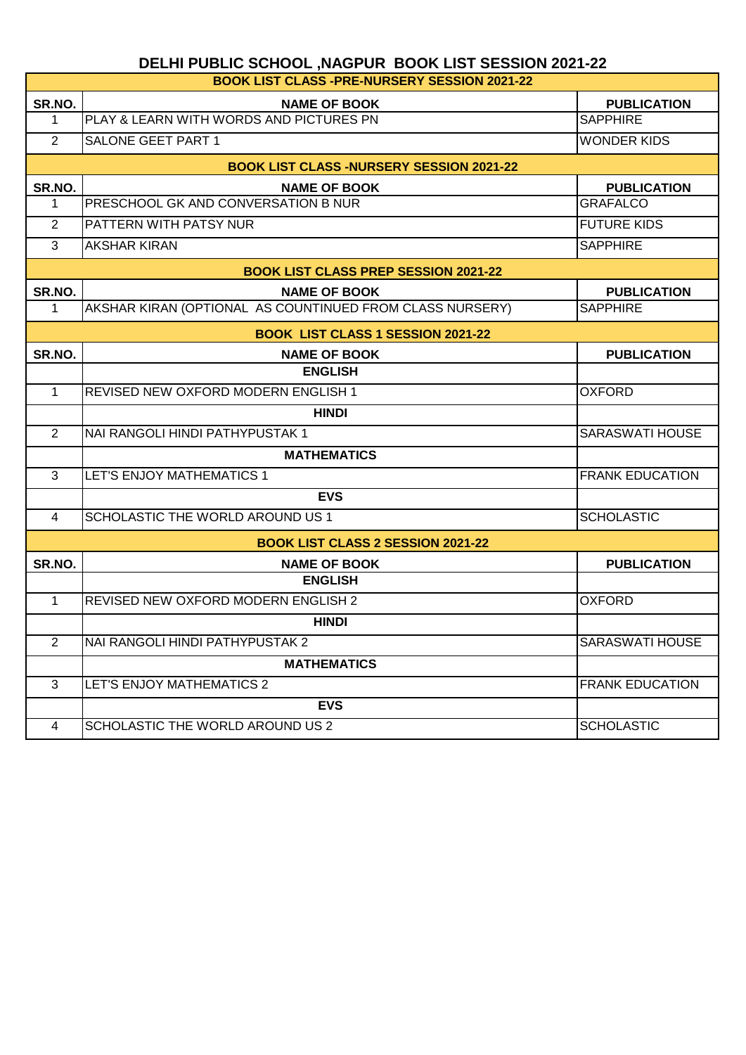# DELHI PUBLIC SCHOOL ,NAGPUR BOOK LIST SESSION 2021-22

## BOOK LIST CLASS -PRE-NURSERY SESSION 2021-22

| SR.NO. | NAME OF BOOK | PUBLICATION |
|---|---|---|
| 1 | PLAY & LEARN WITH WORDS AND PICTURES PN | SAPPHIRE |
| 2 | SALONE GEET PART 1 | WONDER KIDS |

## BOOK LIST CLASS -NURSERY SESSION 2021-22

| SR.NO. | NAME OF BOOK | PUBLICATION |
|---|---|---|
| 1 | PRESCHOOL GK AND CONVERSATION B NUR | GRAFALCO |
| 2 | PATTERN WITH PATSY NUR | FUTURE KIDS |
| 3 | AKSHAR KIRAN | SAPPHIRE |

## BOOK LIST CLASS PREP SESSION 2021-22

| SR.NO. | NAME OF BOOK | PUBLICATION |
|---|---|---|
| 1 | AKSHAR KIRAN (OPTIONAL AS COUNTINUED FROM CLASS NURSERY) | SAPPHIRE |

## BOOK LIST CLASS 1 SESSION 2021-22

| SR.NO. | NAME OF BOOK | PUBLICATION |
|---|---|---|
| | **ENGLISH** | |
| 1 | REVISED NEW OXFORD MODERN ENGLISH 1 | OXFORD |
| | **HINDI** | |
| 2 | NAI RANGOLI HINDI PATHYPUSTAK 1 | SARASWATI HOUSE |
| | **MATHEMATICS** | |
| 3 | LET'S ENJOY MATHEMATICS 1 | FRANK EDUCATION |
| | **EVS** | |
| 4 | SCHOLASTIC THE WORLD AROUND US 1 | SCHOLASTIC |

## BOOK LIST CLASS 2 SESSION 2021-22

| SR.NO. | NAME OF BOOK | PUBLICATION |
|---|---|---|
| | **ENGLISH** | |
| 1 | REVISED NEW OXFORD MODERN ENGLISH 2 | OXFORD |
| | **HINDI** | |
| 2 | NAI RANGOLI HINDI PATHYPUSTAK 2 | SARASWATI HOUSE |
| | **MATHEMATICS** | |
| 3 | LET'S ENJOY MATHEMATICS 2 | FRANK EDUCATION |
| | **EVS** | |
| 4 | SCHOLASTIC THE WORLD AROUND US 2 | SCHOLASTIC |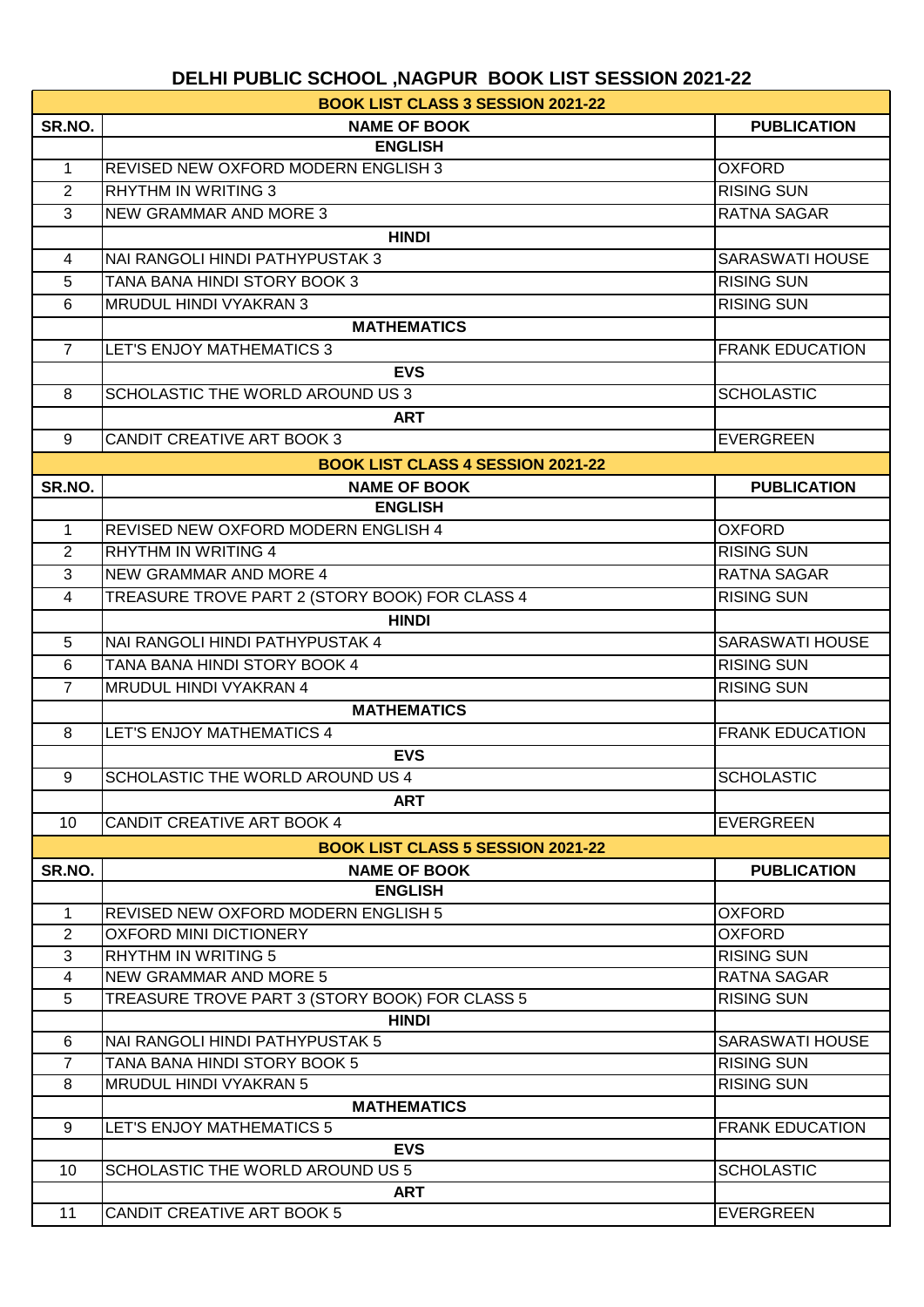# DELHI PUBLIC SCHOOL ,NAGPUR BOOK LIST SESSION 2021-22

| BOOK LIST CLASS 3 SESSION 2021-22 | | |
|---|---|---|
| **SR.NO.** | **NAME OF BOOK** | **PUBLICATION** |
| | **ENGLISH** | |
| 1 | REVISED NEW OXFORD MODERN ENGLISH 3 | OXFORD |
| 2 | RHYTHM IN WRITING 3 | RISING SUN |
| 3 | NEW GRAMMAR AND MORE 3 | RATNA SAGAR |
| | **HINDI** | |
| 4 | NAI RANGOLI HINDI PATHYPUSTAK 3 | SARASWATI HOUSE |
| 5 | TANA BANA HINDI STORY BOOK 3 | RISING SUN |
| 6 | MRUDUL HINDI VYAKRAN 3 | RISING SUN |
| | **MATHEMATICS** | |
| 7 | LET'S ENJOY MATHEMATICS 3 | FRANK EDUCATION |
| | **EVS** | |
| 8 | SCHOLASTIC THE WORLD AROUND US 3 | SCHOLASTIC |
| | **ART** | |
| 9 | CANDIT CREATIVE ART BOOK 3 | EVERGREEN |

| BOOK LIST CLASS 4 SESSION 2021-22 | | |
|---|---|---|
| **SR.NO.** | **NAME OF BOOK** | **PUBLICATION** |
| | **ENGLISH** | |
| 1 | REVISED NEW OXFORD MODERN ENGLISH 4 | OXFORD |
| 2 | RHYTHM IN WRITING 4 | RISING SUN |
| 3 | NEW GRAMMAR AND MORE 4 | RATNA SAGAR |
| 4 | TREASURE TROVE PART 2 (STORY BOOK) FOR CLASS 4 | RISING SUN |
| | **HINDI** | |
| 5 | NAI RANGOLI HINDI PATHYPUSTAK 4 | SARASWATI HOUSE |
| 6 | TANA BANA HINDI STORY BOOK 4 | RISING SUN |
| 7 | MRUDUL HINDI VYAKRAN 4 | RISING SUN |
| | **MATHEMATICS** | |
| 8 | LET'S ENJOY MATHEMATICS 4 | FRANK EDUCATION |
| | **EVS** | |
| 9 | SCHOLASTIC THE WORLD AROUND US 4 | SCHOLASTIC |
| | **ART** | |
| 10 | CANDIT CREATIVE ART BOOK 4 | EVERGREEN |

| BOOK LIST CLASS 5 SESSION 2021-22 | | |
|---|---|---|
| **SR.NO.** | **NAME OF BOOK** | **PUBLICATION** |
| | **ENGLISH** | |
| 1 | REVISED NEW OXFORD MODERN ENGLISH 5 | OXFORD |
| 2 | OXFORD MINI DICTIONERY | OXFORD |
| 3 | RHYTHM IN WRITING 5 | RISING SUN |
| 4 | NEW GRAMMAR AND MORE 5 | RATNA SAGAR |
| 5 | TREASURE TROVE PART 3 (STORY BOOK) FOR CLASS 5 | RISING SUN |
| | **HINDI** | |
| 6 | NAI RANGOLI HINDI PATHYPUSTAK 5 | SARASWATI HOUSE |
| 7 | TANA BANA HINDI STORY BOOK 5 | RISING SUN |
| 8 | MRUDUL HINDI VYAKRAN 5 | RISING SUN |
| | **MATHEMATICS** | |
| 9 | LET'S ENJOY MATHEMATICS 5 | FRANK EDUCATION |
| | **EVS** | |
| 10 | SCHOLASTIC THE WORLD AROUND US 5 | SCHOLASTIC |
| | **ART** | |
| 11 | CANDIT CREATIVE ART BOOK 5 | EVERGREEN |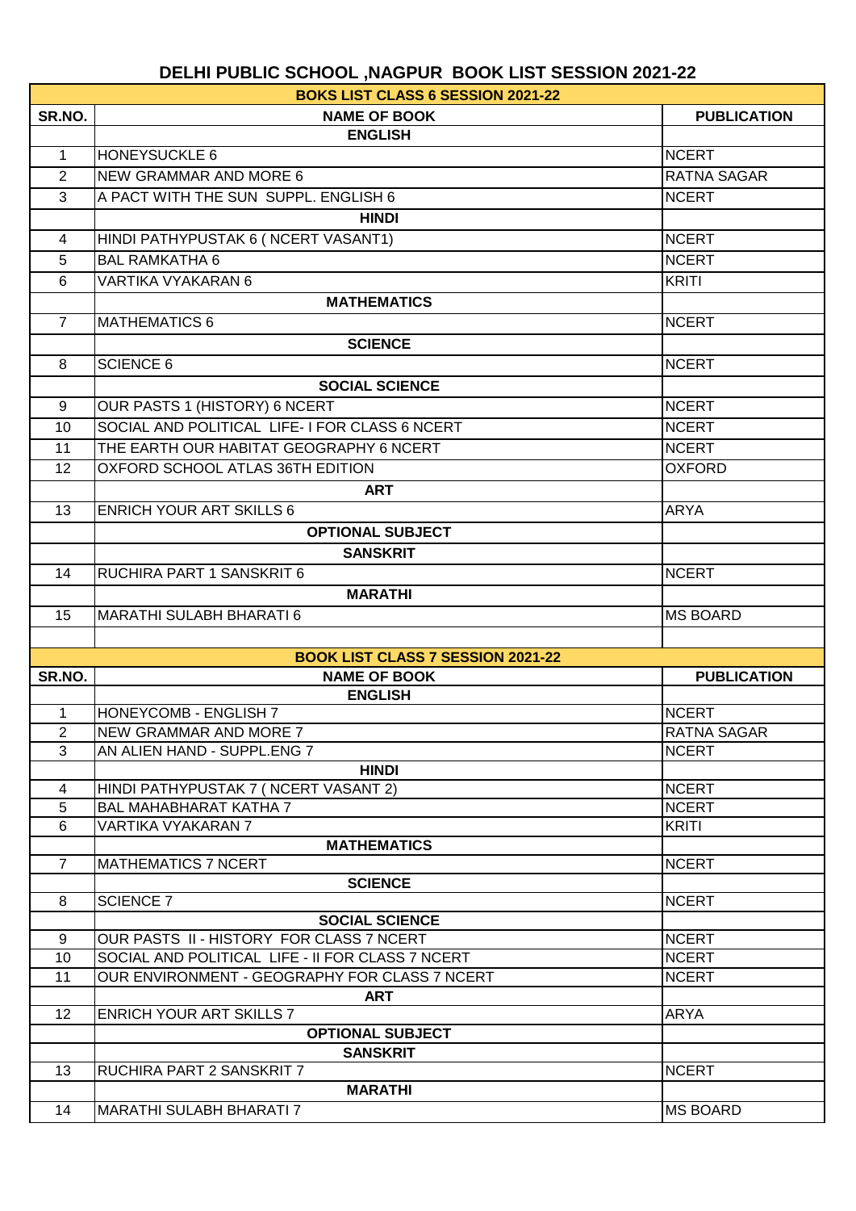# DELHI PUBLIC SCHOOL ,NAGPUR BOOK LIST SESSION 2021-22

| BOKS LIST CLASS 6 SESSION 2021-22 | | |
|---|---|---|
| **SR.NO.** | **NAME OF BOOK** | **PUBLICATION** |
| | **ENGLISH** | |
| 1 | HONEYSUCKLE 6 | NCERT |
| 2 | NEW GRAMMAR AND MORE 6 | RATNA SAGAR |
| 3 | A PACT WITH THE SUN SUPPL. ENGLISH 6 | NCERT |
| | **HINDI** | |
| 4 | HINDI PATHYPUSTAK 6 ( NCERT VASANT1) | NCERT |
| 5 | BAL RAMKATHA 6 | NCERT |
| 6 | VARTIKA VYAKARAN 6 | KRITI |
| | **MATHEMATICS** | |
| 7 | MATHEMATICS 6 | NCERT |
| | **SCIENCE** | |
| 8 | SCIENCE 6 | NCERT |
| | **SOCIAL SCIENCE** | |
| 9 | OUR PASTS 1 (HISTORY) 6 NCERT | NCERT |
| 10 | SOCIAL AND POLITICAL LIFE- I FOR CLASS 6 NCERT | NCERT |
| 11 | THE EARTH OUR HABITAT GEOGRAPHY 6 NCERT | NCERT |
| 12 | OXFORD SCHOOL ATLAS 36TH EDITION | OXFORD |
| | **ART** | |
| 13 | ENRICH YOUR ART SKILLS 6 | ARYA |
| | **OPTIONAL SUBJECT** | |
| | **SANSKRIT** | |
| 14 | RUCHIRA PART 1 SANSKRIT 6 | NCERT |
| | **MARATHI** | |
| 15 | MARATHI SULABH BHARATI 6 | MS BOARD |

| BOOK LIST CLASS 7 SESSION 2021-22 | | |
|---|---|---|
| **SR.NO.** | **NAME OF BOOK** | **PUBLICATION** |
| | **ENGLISH** | |
| 1 | HONEYCOMB - ENGLISH 7 | NCERT |
| 2 | NEW GRAMMAR AND MORE 7 | RATNA SAGAR |
| 3 | AN ALIEN HAND - SUPPL.ENG 7 | NCERT |
| | **HINDI** | |
| 4 | HINDI PATHYPUSTAK 7 ( NCERT VASANT 2) | NCERT |
| 5 | BAL MAHABHARAT KATHA 7 | NCERT |
| 6 | VARTIKA VYAKARAN 7 | KRITI |
| | **MATHEMATICS** | |
| 7 | MATHEMATICS 7 NCERT | NCERT |
| | **SCIENCE** | |
| 8 | SCIENCE 7 | NCERT |
| | **SOCIAL SCIENCE** | |
| 9 | OUR PASTS II - HISTORY FOR CLASS 7 NCERT | NCERT |
| 10 | SOCIAL AND POLITICAL LIFE - II FOR CLASS 7 NCERT | NCERT |
| 11 | OUR ENVIRONMENT - GEOGRAPHY FOR CLASS 7 NCERT | NCERT |
| | **ART** | |
| 12 | ENRICH YOUR ART SKILLS 7 | ARYA |
| | **OPTIONAL SUBJECT** | |
| | **SANSKRIT** | |
| 13 | RUCHIRA PART 2 SANSKRIT 7 | NCERT |
| | **MARATHI** | |
| 14 | MARATHI SULABH BHARATI 7 | MS BOARD |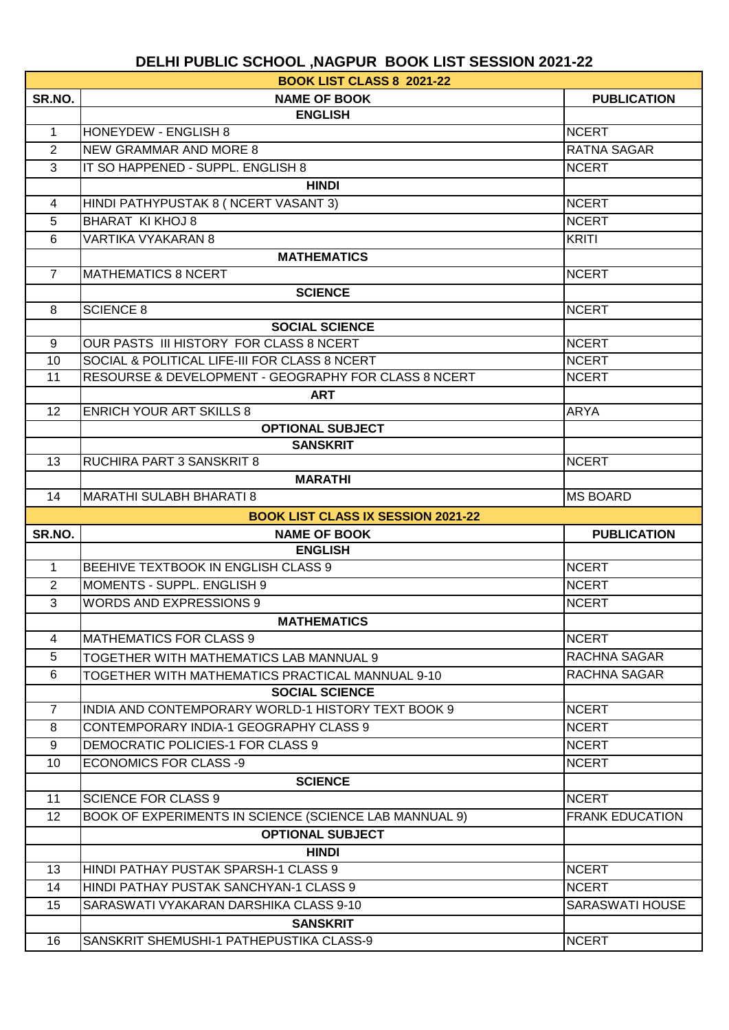# DELHI PUBLIC SCHOOL ,NAGPUR BOOK LIST SESSION 2021-22

| BOOK LIST CLASS 8 2021-22 | | |
|---|---|---|
| **SR.NO.** | **NAME OF BOOK** | **PUBLICATION** |
| | **ENGLISH** | |
| 1 | HONEYDEW - ENGLISH 8 | NCERT |
| 2 | NEW GRAMMAR AND MORE 8 | RATNA SAGAR |
| 3 | IT SO HAPPENED - SUPPL. ENGLISH 8 | NCERT |
| | **HINDI** | |
| 4 | HINDI PATHYPUSTAK 8 ( NCERT VASANT 3) | NCERT |
| 5 | BHARAT KI KHOJ 8 | NCERT |
| 6 | VARTIKA VYAKARAN 8 | KRITI |
| | **MATHEMATICS** | |
| 7 | MATHEMATICS 8 NCERT | NCERT |
| | **SCIENCE** | |
| 8 | SCIENCE 8 | NCERT |
| | **SOCIAL SCIENCE** | |
| 9 | OUR PASTS III HISTORY FOR CLASS 8 NCERT | NCERT |
| 10 | SOCIAL & POLITICAL LIFE-III FOR CLASS 8 NCERT | NCERT |
| 11 | RESOURSE & DEVELOPMENT - GEOGRAPHY FOR CLASS 8 NCERT | NCERT |
| | **ART** | |
| 12 | ENRICH YOUR ART SKILLS 8 | ARYA |
| | **OPTIONAL SUBJECT** | |
| | **SANSKRIT** | |
| 13 | RUCHIRA PART 3 SANSKRIT 8 | NCERT |
| | **MARATHI** | |
| 14 | MARATHI SULABH BHARATI 8 | MS BOARD |

| BOOK LIST CLASS IX SESSION 2021-22 | | |
|---|---|---|
| **SR.NO.** | **NAME OF BOOK** | **PUBLICATION** |
| | **ENGLISH** | |
| 1 | BEEHIVE TEXTBOOK IN ENGLISH CLASS 9 | NCERT |
| 2 | MOMENTS - SUPPL. ENGLISH 9 | NCERT |
| 3 | WORDS AND EXPRESSIONS 9 | NCERT |
| | **MATHEMATICS** | |
| 4 | MATHEMATICS FOR CLASS 9 | NCERT |
| 5 | TOGETHER WITH MATHEMATICS LAB MANNUAL 9 | RACHNA SAGAR |
| 6 | TOGETHER WITH MATHEMATICS PRACTICAL MANNUAL 9-10 | RACHNA SAGAR |
| | **SOCIAL SCIENCE** | |
| 7 | INDIA AND CONTEMPORARY WORLD-1 HISTORY TEXT BOOK 9 | NCERT |
| 8 | CONTEMPORARY INDIA-1 GEOGRAPHY CLASS 9 | NCERT |
| 9 | DEMOCRATIC POLICIES-1 FOR CLASS 9 | NCERT |
| 10 | ECONOMICS FOR CLASS -9 | NCERT |
| | **SCIENCE** | |
| 11 | SCIENCE FOR CLASS 9 | NCERT |
| 12 | BOOK OF EXPERIMENTS IN SCIENCE (SCIENCE LAB MANNUAL 9) | FRANK EDUCATION |
| | **OPTIONAL SUBJECT** | |
| | **HINDI** | |
| 13 | HINDI PATHAY PUSTAK SPARSH-1 CLASS 9 | NCERT |
| 14 | HINDI PATHAY PUSTAK SANCHYAN-1 CLASS 9 | NCERT |
| 15 | SARASWATI VYAKARAN DARSHIKA CLASS 9-10 | SARASWATI HOUSE |
| | **SANSKRIT** | |
| 16 | SANSKRIT SHEMUSHI-1 PATHEPUSTIKA CLASS-9 | NCERT |